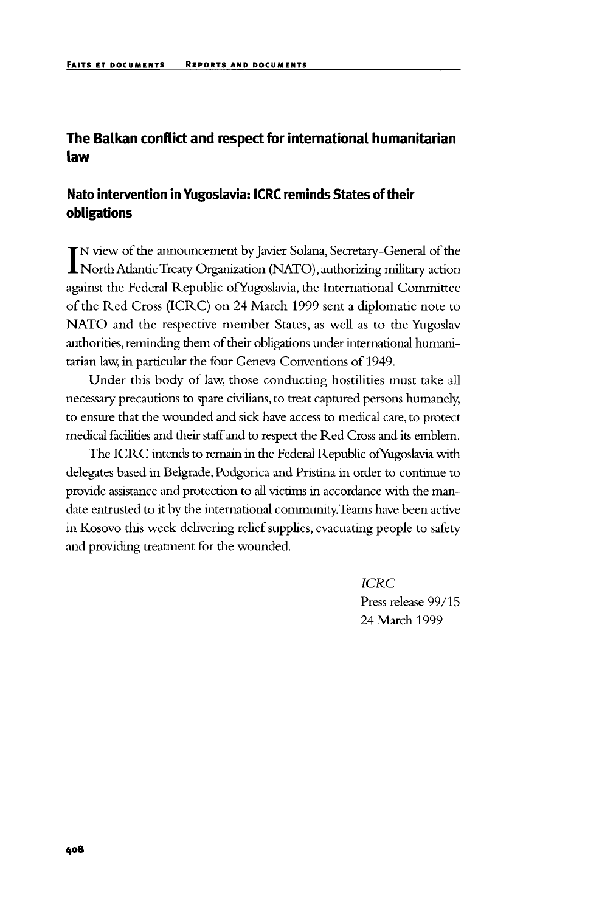# The Balkan conflict and respect for international humanitarian law

## Nato intervention in Yugoslavia: ICRC reminds States of their obligations

In view of the announcement by Javier Solana, Secretary-General of the North Atlantic Treaty Organization (NATO), authorizing military action against the Federal Republic of Yugoslavia, the International Committee of the Red Cross (ICRC) on 24 March 1999 sent a diplomatic note to NATO and the respective member States, as well as to the Yugoslav authorities, reminding them of their obligations under international humanitarian law, in particular the four Geneva Conventions of 1949.

Under this body of law, those conducting hostilities must take all necessary precautions to spare civilians, to treat captured persons humanely, to ensure that the wounded and sick have access to medical care, to protect medical facilities and their staff and to respect the Red Cross and its emblem.

The ICRC intends to remain in the Federal Republic of Yugoslavia with delegates based in Belgrade, Podgorica and Pristina in order to continue to provide assistance and protection to all victims in accordance with the mandate entrusted to it by the international community. Teams have been active in Kosovo this week delivering relief supplies, evacuating people to safety and providing treatment for the wounded.

*ICRC*
Press release 99/15
24 March 1999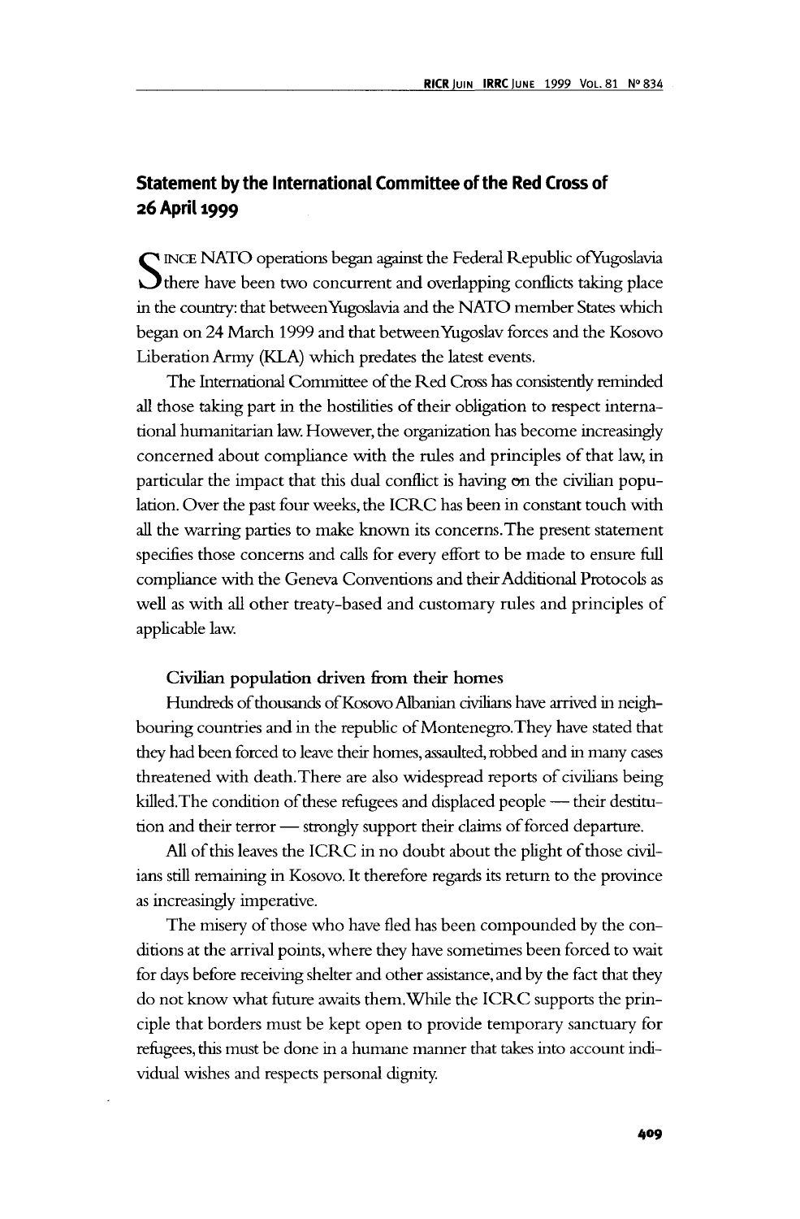## Statement by the International Committee of the Red Cross of 26 April 1999

Since NATO operations began against the Federal Republic of Yugoslavia there have been two concurrent and overlapping conflicts taking place in the country: that between Yugoslavia and the NATO member States which began on 24 March 1999 and that between Yugoslav forces and the Kosovo Liberation Army (KLA) which predates the latest events.

The International Committee of the Red Cross has consistently reminded all those taking part in the hostilities of their obligation to respect international humanitarian law. However, the organization has become increasingly concerned about compliance with the rules and principles of that law, in particular the impact that this dual conflict is having on the civilian population. Over the past four weeks, the ICRC has been in constant touch with all the warring parties to make known its concerns. The present statement specifies those concerns and calls for every effort to be made to ensure full compliance with the Geneva Conventions and their Additional Protocols as well as with all other treaty-based and customary rules and principles of applicable law.

### Civilian population driven from their homes

Hundreds of thousands of Kosovo Albanian civilians have arrived in neighbouring countries and in the republic of Montenegro. They have stated that they had been forced to leave their homes, assaulted, robbed and in many cases threatened with death. There are also widespread reports of civilians being killed. The condition of these refugees and displaced people — their destitution and their terror — strongly support their claims of forced departure.

All of this leaves the ICRC in no doubt about the plight of those civilians still remaining in Kosovo. It therefore regards its return to the province as increasingly imperative.

The misery of those who have fled has been compounded by the conditions at the arrival points, where they have sometimes been forced to wait for days before receiving shelter and other assistance, and by the fact that they do not know what future awaits them. While the ICRC supports the principle that borders must be kept open to provide temporary sanctuary for refugees, this must be done in a humane manner that takes into account individual wishes and respects personal dignity.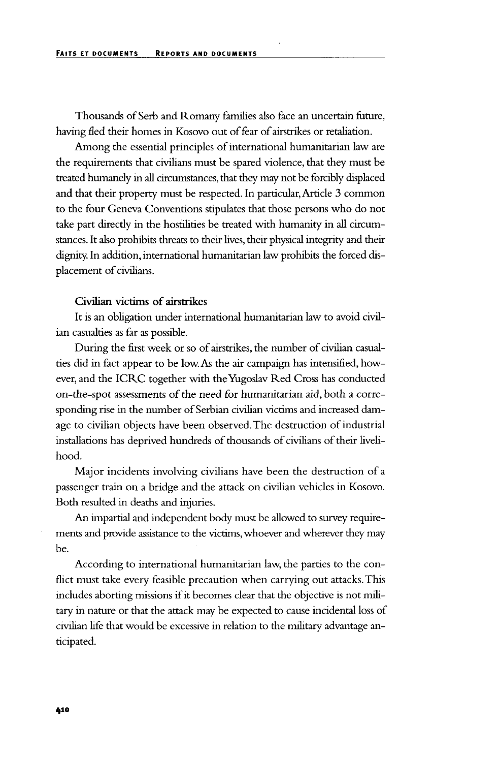Thousands of Serb and Romany families also face an uncertain future, having fled their homes in Kosovo out of fear of airstrikes or retaliation.

Among the essential principles of international humanitarian law are the requirements that civilians must be spared violence, that they must be treated humanely in all circumstances, that they may not be forcibly displaced and that their property must be respected. In particular, Article 3 common to the four Geneva Conventions stipulates that those persons who do not take part directly in the hostilities be treated with humanity in all circumstances. It also prohibits threats to their lives, their physical integrity and their dignity. In addition, international humanitarian law prohibits the forced displacement of civilians.

### Civilian victims of airstrikes

It is an obligation under international humanitarian law to avoid civilian casualties as far as possible.

During the first week or so of airstrikes, the number of civilian casualties did in fact appear to be low. As the air campaign has intensified, however, and the ICRC together with the Yugoslav Red Cross has conducted on-the-spot assessments of the need for humanitarian aid, both a corresponding rise in the number of Serbian civilian victims and increased damage to civilian objects have been observed. The destruction of industrial installations has deprived hundreds of thousands of civilians of their livelihood.

Major incidents involving civilians have been the destruction of a passenger train on a bridge and the attack on civilian vehicles in Kosovo. Both resulted in deaths and injuries.

An impartial and independent body must be allowed to survey requirements and provide assistance to the victims, whoever and wherever they may be.

According to international humanitarian law, the parties to the conflict must take every feasible precaution when carrying out attacks. This includes aborting missions if it becomes clear that the objective is not military in nature or that the attack may be expected to cause incidental loss of civilian life that would be excessive in relation to the military advantage anticipated.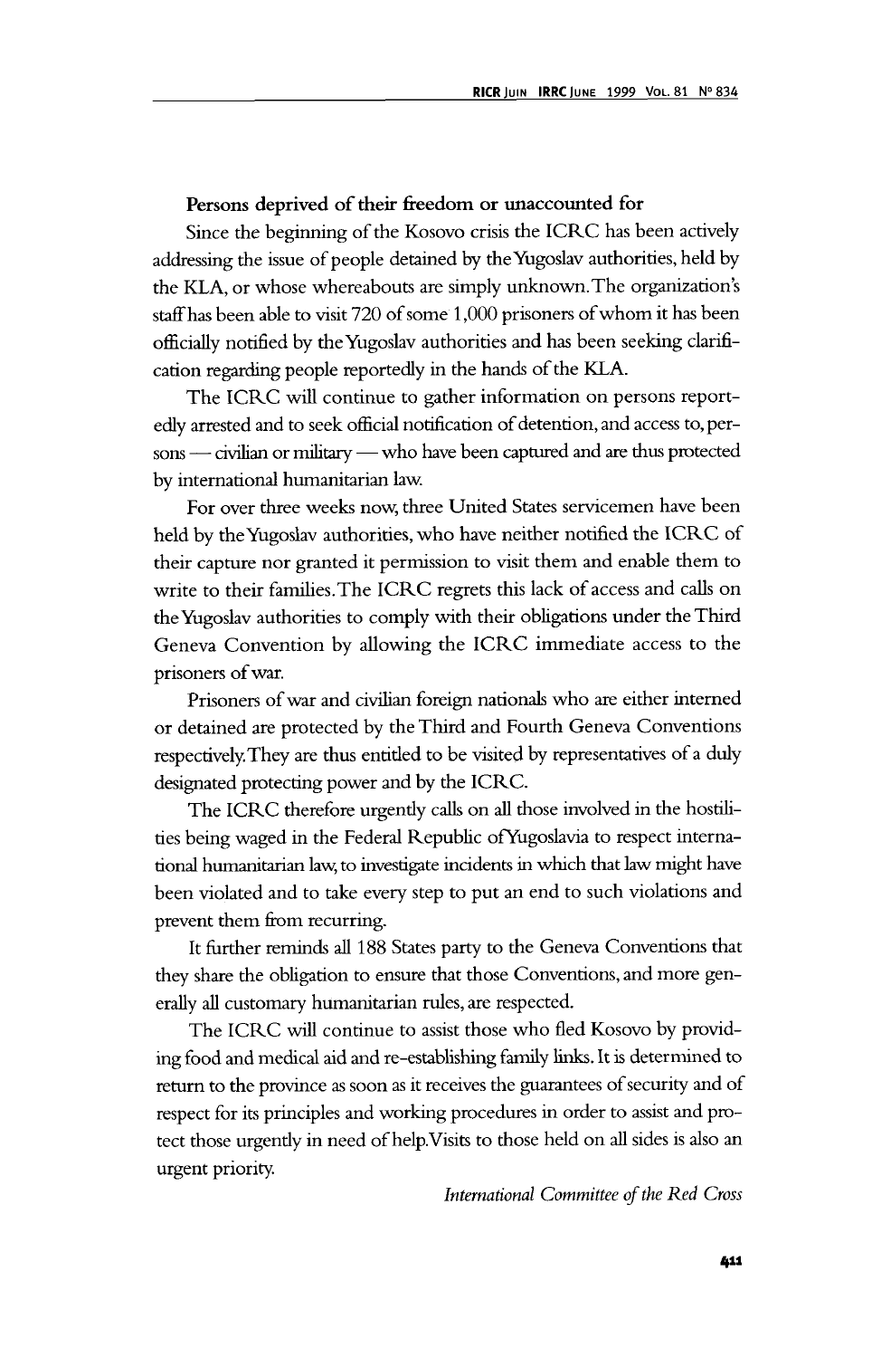**Persons deprived of their freedom or unaccounted for**

Since the beginning of the Kosovo crisis the ICRC has been actively addressing the issue of people detained by the Yugoslav authorities, held by the KLA, or whose whereabouts are simply unknown. The organization's staff has been able to visit 720 of some 1,000 prisoners of whom it has been officially notified by the Yugoslav authorities and has been seeking clarification regarding people reportedly in the hands of the KLA.

The ICRC will continue to gather information on persons reportedly arrested and to seek official notification of detention, and access to, persons — civilian or military — who have been captured and are thus protected by international humanitarian law.

For over three weeks now, three United States servicemen have been held by the Yugoslav authorities, who have neither notified the ICRC of their capture nor granted it permission to visit them and enable them to write to their families. The ICRC regrets this lack of access and calls on the Yugoslav authorities to comply with their obligations under the Third Geneva Convention by allowing the ICRC immediate access to the prisoners of war.

Prisoners of war and civilian foreign nationals who are either interned or detained are protected by the Third and Fourth Geneva Conventions respectively. They are thus entitled to be visited by representatives of a duly designated protecting power and by the ICRC.

The ICRC therefore urgently calls on all those involved in the hostilities being waged in the Federal Republic of Yugoslavia to respect international humanitarian law, to investigate incidents in which that law might have been violated and to take every step to put an end to such violations and prevent them from recurring.

It further reminds all 188 States party to the Geneva Conventions that they share the obligation to ensure that those Conventions, and more generally all customary humanitarian rules, are respected.

The ICRC will continue to assist those who fled Kosovo by providing food and medical aid and re-establishing family links. It is determined to return to the province as soon as it receives the guarantees of security and of respect for its principles and working procedures in order to assist and protect those urgently in need of help. Visits to those held on all sides is also an urgent priority.

*International Committee of the Red Cross*